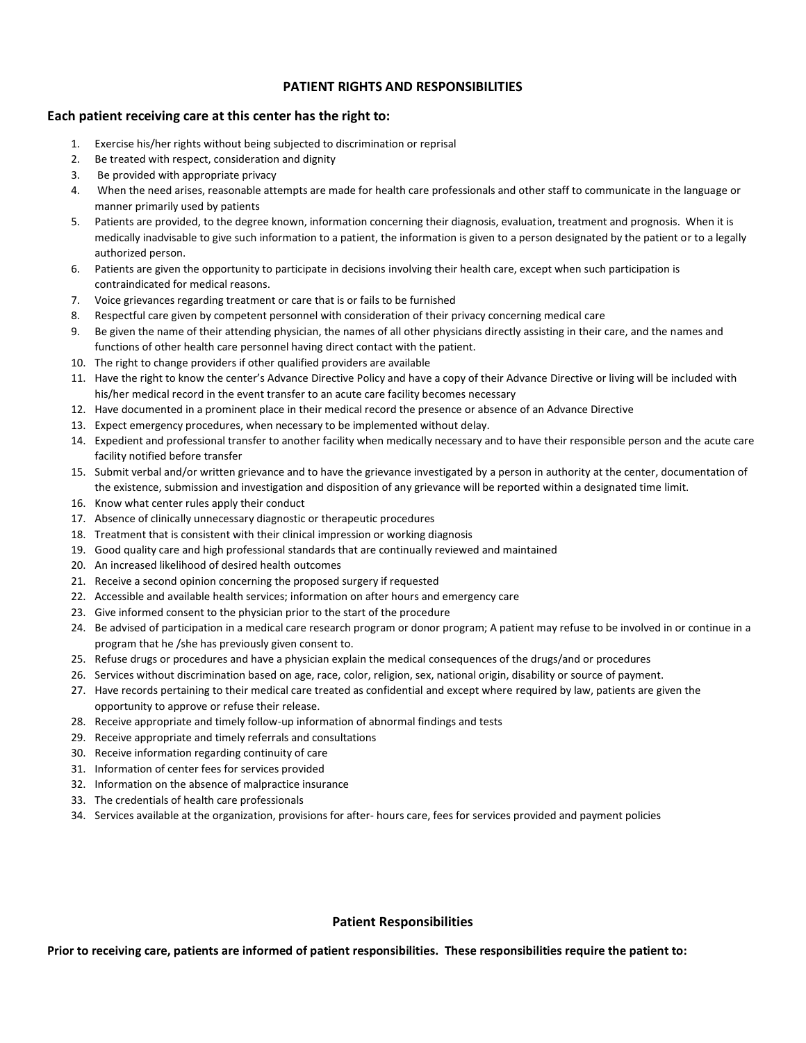## PATIENT RIGHTS AND RESPONSIBILITIES

### Each patient receiving care at this center has the right to:

1. Exercise his/her rights without being subjected to discrimination or reprisal
2. Be treated with respect, consideration and dignity
3. Be provided with appropriate privacy
4. When the need arises, reasonable attempts are made for health care professionals and other staff to communicate in the language or manner primarily used by patients
5. Patients are provided, to the degree known, information concerning their diagnosis, evaluation, treatment and prognosis. When it is medically inadvisable to give such information to a patient, the information is given to a person designated by the patient or to a legally authorized person.
6. Patients are given the opportunity to participate in decisions involving their health care, except when such participation is contraindicated for medical reasons.
7. Voice grievances regarding treatment or care that is or fails to be furnished
8. Respectful care given by competent personnel with consideration of their privacy concerning medical care
9. Be given the name of their attending physician, the names of all other physicians directly assisting in their care, and the names and functions of other health care personnel having direct contact with the patient.
10. The right to change providers if other qualified providers are available
11. Have the right to know the center's Advance Directive Policy and have a copy of their Advance Directive or living will be included with his/her medical record in the event transfer to an acute care facility becomes necessary
12. Have documented in a prominent place in their medical record the presence or absence of an Advance Directive
13. Expect emergency procedures, when necessary to be implemented without delay.
14. Expedient and professional transfer to another facility when medically necessary and to have their responsible person and the acute care facility notified before transfer
15. Submit verbal and/or written grievance and to have the grievance investigated by a person in authority at the center, documentation of the existence, submission and investigation and disposition of any grievance will be reported within a designated time limit.
16. Know what center rules apply their conduct
17. Absence of clinically unnecessary diagnostic or therapeutic procedures
18. Treatment that is consistent with their clinical impression or working diagnosis
19. Good quality care and high professional standards that are continually reviewed and maintained
20. An increased likelihood of desired health outcomes
21. Receive a second opinion concerning the proposed surgery if requested
22. Accessible and available health services; information on after hours and emergency care
23. Give informed consent to the physician prior to the start of the procedure
24. Be advised of participation in a medical care research program or donor program; A patient may refuse to be involved in or continue in a program that he /she has previously given consent to.
25. Refuse drugs or procedures and have a physician explain the medical consequences of the drugs/and or procedures
26. Services without discrimination based on age, race, color, religion, sex, national origin, disability or source of payment.
27. Have records pertaining to their medical care treated as confidential and except where required by law, patients are given the opportunity to approve or refuse their release.
28. Receive appropriate and timely follow-up information of abnormal findings and tests
29. Receive appropriate and timely referrals and consultations
30. Receive information regarding continuity of care
31. Information of center fees for services provided
32. Information on the absence of malpractice insurance
33. The credentials of health care professionals
34. Services available at the organization, provisions for after- hours care, fees for services provided and payment policies

### Patient Responsibilities

**Prior to receiving care, patients are informed of patient responsibilities. These responsibilities require the patient to:**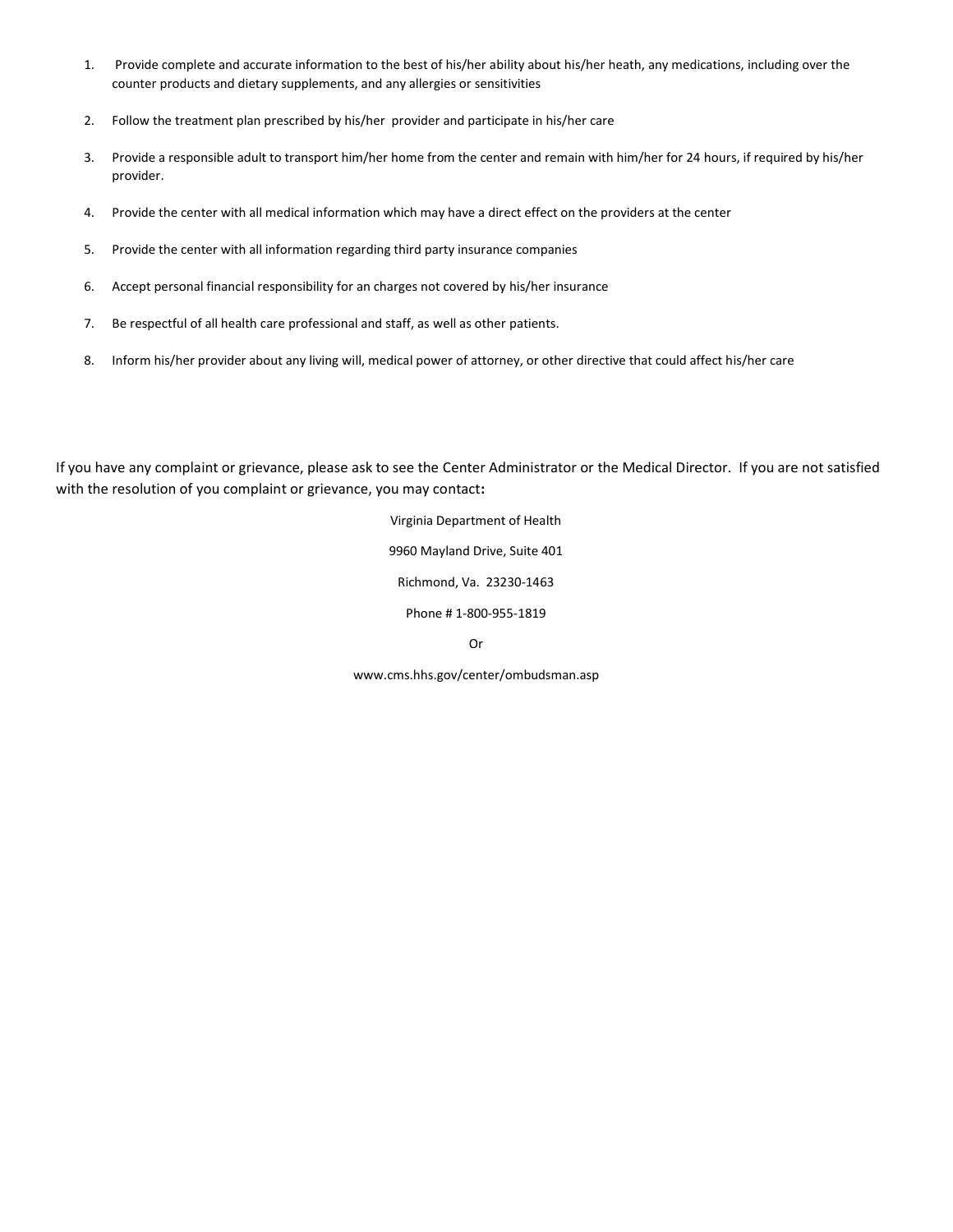1. Provide complete and accurate information to the best of his/her ability about his/her heath, any medications, including over the counter products and dietary supplements, and any allergies or sensitivities

2. Follow the treatment plan prescribed by his/her provider and participate in his/her care

3. Provide a responsible adult to transport him/her home from the center and remain with him/her for 24 hours, if required by his/her provider.

4. Provide the center with all medical information which may have a direct effect on the providers at the center

5. Provide the center with all information regarding third party insurance companies

6. Accept personal financial responsibility for an charges not covered by his/her insurance

7. Be respectful of all health care professional and staff, as well as other patients.

8. Inform his/her provider about any living will, medical power of attorney, or other directive that could affect his/her care

If you have any complaint or grievance, please ask to see the Center Administrator or the Medical Director. If you are not satisfied with the resolution of you complaint or grievance, you may contact**:**

Virginia Department of Health

9960 Mayland Drive, Suite 401

Richmond, Va. 23230-1463

Phone # 1-800-955-1819

Or

www.cms.hhs.gov/center/ombudsman.asp